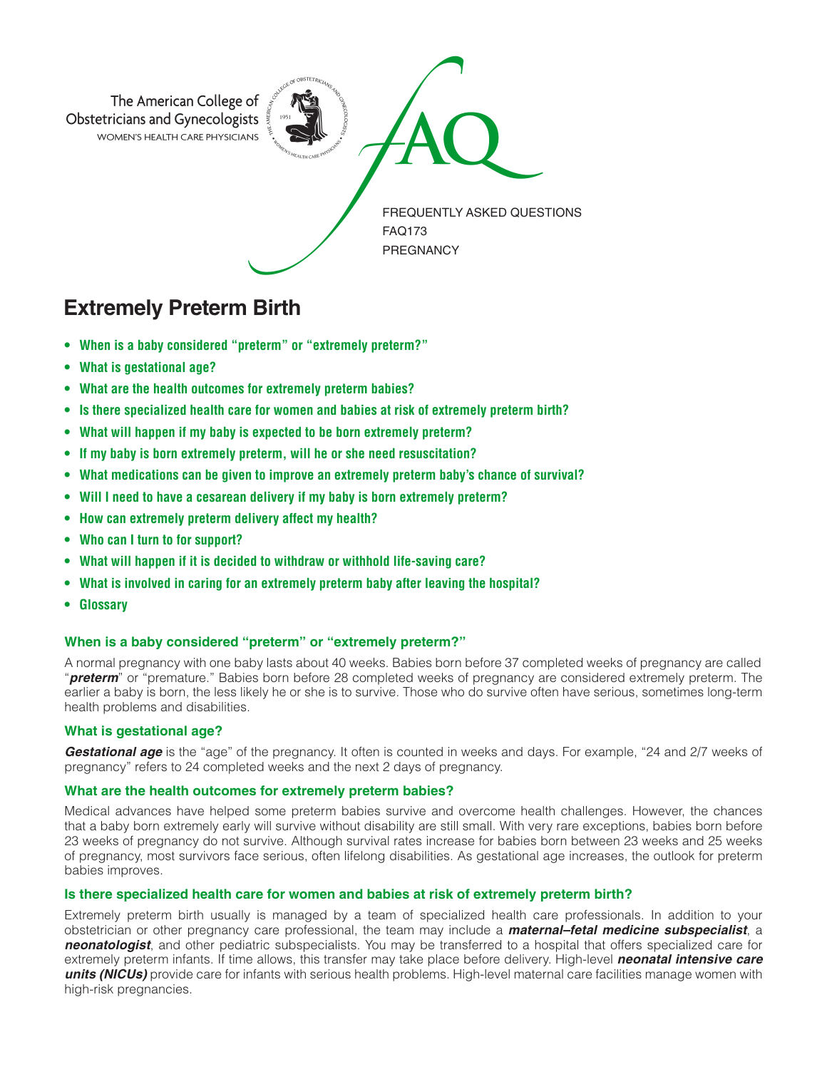The American College of Obstetricians and Gynecologists
WOMEN'S HEALTH CARE PHYSICIANS

FAQ

FREQUENTLY ASKED QUESTIONS
FAQ173
PREGNANCY

# Extremely Preterm Birth

- **When is a baby considered "preterm" or "extremely preterm?"**
- **What is gestational age?**
- **What are the health outcomes for extremely preterm babies?**
- **Is there specialized health care for women and babies at risk of extremely preterm birth?**
- **What will happen if my baby is expected to be born extremely preterm?**
- **If my baby is born extremely preterm, will he or she need resuscitation?**
- **What medications can be given to improve an extremely preterm baby's chance of survival?**
- **Will I need to have a cesarean delivery if my baby is born extremely preterm?**
- **How can extremely preterm delivery affect my health?**
- **Who can I turn to for support?**
- **What will happen if it is decided to withdraw or withhold life-saving care?**
- **What is involved in caring for an extremely preterm baby after leaving the hospital?**
- **Glossary**

### When is a baby considered "preterm" or "extremely preterm?"

A normal pregnancy with one baby lasts about 40 weeks. Babies born before 37 completed weeks of pregnancy are called "***preterm***" or "premature." Babies born before 28 completed weeks of pregnancy are considered extremely preterm. The earlier a baby is born, the less likely he or she is to survive. Those who do survive often have serious, sometimes long-term health problems and disabilities.

### What is gestational age?

***Gestational age*** is the "age" of the pregnancy. It often is counted in weeks and days. For example, "24 and 2/7 weeks of pregnancy" refers to 24 completed weeks and the next 2 days of pregnancy.

### What are the health outcomes for extremely preterm babies?

Medical advances have helped some preterm babies survive and overcome health challenges. However, the chances that a baby born extremely early will survive without disability are still small. With very rare exceptions, babies born before 23 weeks of pregnancy do not survive. Although survival rates increase for babies born between 23 weeks and 25 weeks of pregnancy, most survivors face serious, often lifelong disabilities. As gestational age increases, the outlook for preterm babies improves.

### Is there specialized health care for women and babies at risk of extremely preterm birth?

Extremely preterm birth usually is managed by a team of specialized health care professionals. In addition to your obstetrician or other pregnancy care professional, the team may include a ***maternal–fetal medicine subspecialist***, a ***neonatologist***, and other pediatric subspecialists. You may be transferred to a hospital that offers specialized care for extremely preterm infants. If time allows, this transfer may take place before delivery. High-level ***neonatal intensive care units (NICUs)*** provide care for infants with serious health problems. High-level maternal care facilities manage women with high-risk pregnancies.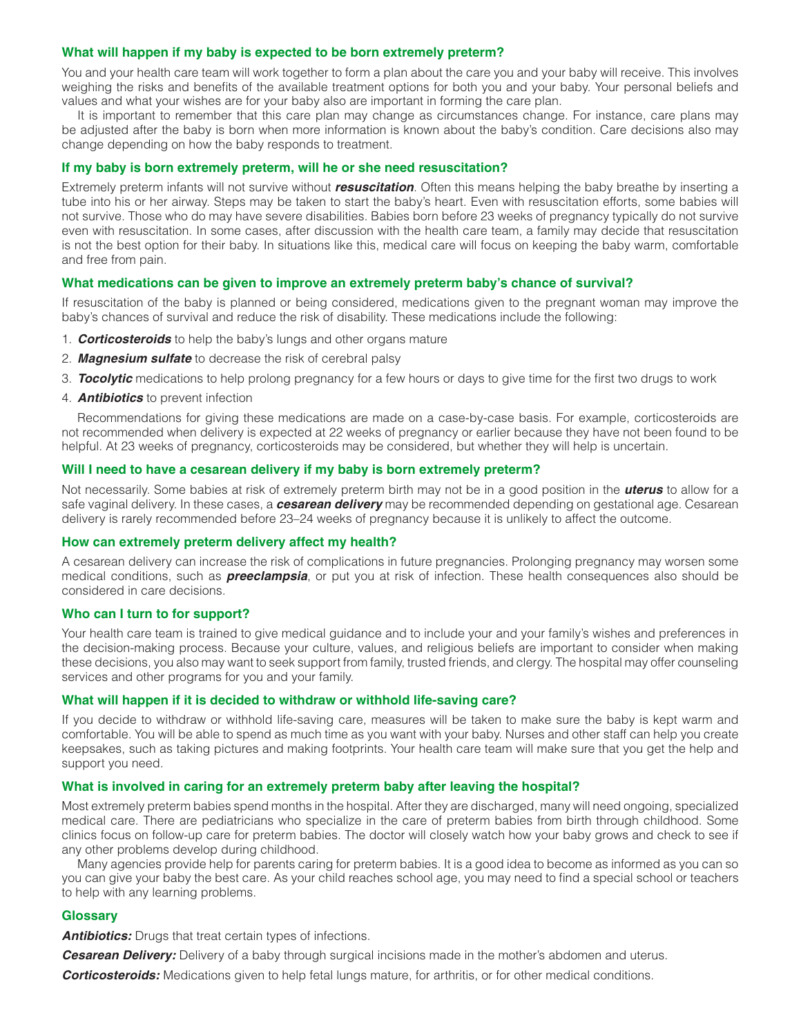### What will happen if my baby is expected to be born extremely preterm?

You and your health care team will work together to form a plan about the care you and your baby will receive. This involves weighing the risks and benefits of the available treatment options for both you and your baby. Your personal beliefs and values and what your wishes are for your baby also are important in forming the care plan.

It is important to remember that this care plan may change as circumstances change. For instance, care plans may be adjusted after the baby is born when more information is known about the baby's condition. Care decisions also may change depending on how the baby responds to treatment.

### If my baby is born extremely preterm, will he or she need resuscitation?

Extremely preterm infants will not survive without ***resuscitation***. Often this means helping the baby breathe by inserting a tube into his or her airway. Steps may be taken to start the baby's heart. Even with resuscitation efforts, some babies will not survive. Those who do may have severe disabilities. Babies born before 23 weeks of pregnancy typically do not survive even with resuscitation. In some cases, after discussion with the health care team, a family may decide that resuscitation is not the best option for their baby. In situations like this, medical care will focus on keeping the baby warm, comfortable and free from pain.

### What medications can be given to improve an extremely preterm baby's chance of survival?

If resuscitation of the baby is planned or being considered, medications given to the pregnant woman may improve the baby's chances of survival and reduce the risk of disability. These medications include the following:

1. ***Corticosteroids*** to help the baby's lungs and other organs mature
2. ***Magnesium sulfate*** to decrease the risk of cerebral palsy
3. ***Tocolytic*** medications to help prolong pregnancy for a few hours or days to give time for the first two drugs to work
4. ***Antibiotics*** to prevent infection

Recommendations for giving these medications are made on a case-by-case basis. For example, corticosteroids are not recommended when delivery is expected at 22 weeks of pregnancy or earlier because they have not been found to be helpful. At 23 weeks of pregnancy, corticosteroids may be considered, but whether they will help is uncertain.

### Will I need to have a cesarean delivery if my baby is born extremely preterm?

Not necessarily. Some babies at risk of extremely preterm birth may not be in a good position in the ***uterus*** to allow for a safe vaginal delivery. In these cases, a ***cesarean delivery*** may be recommended depending on gestational age. Cesarean delivery is rarely recommended before 23–24 weeks of pregnancy because it is unlikely to affect the outcome.

### How can extremely preterm delivery affect my health?

A cesarean delivery can increase the risk of complications in future pregnancies. Prolonging pregnancy may worsen some medical conditions, such as ***preeclampsia***, or put you at risk of infection. These health consequences also should be considered in care decisions.

### Who can I turn to for support?

Your health care team is trained to give medical guidance and to include your and your family's wishes and preferences in the decision-making process. Because your culture, values, and religious beliefs are important to consider when making these decisions, you also may want to seek support from family, trusted friends, and clergy. The hospital may offer counseling services and other programs for you and your family.

### What will happen if it is decided to withdraw or withhold life-saving care?

If you decide to withdraw or withhold life-saving care, measures will be taken to make sure the baby is kept warm and comfortable. You will be able to spend as much time as you want with your baby. Nurses and other staff can help you create keepsakes, such as taking pictures and making footprints. Your health care team will make sure that you get the help and support you need.

### What is involved in caring for an extremely preterm baby after leaving the hospital?

Most extremely preterm babies spend months in the hospital. After they are discharged, many will need ongoing, specialized medical care. There are pediatricians who specialize in the care of preterm babies from birth through childhood. Some clinics focus on follow-up care for preterm babies. The doctor will closely watch how your baby grows and check to see if any other problems develop during childhood.

Many agencies provide help for parents caring for preterm babies. It is a good idea to become as informed as you can so you can give your baby the best care. As your child reaches school age, you may need to find a special school or teachers to help with any learning problems.

### Glossary

***Antibiotics:*** Drugs that treat certain types of infections.

***Cesarean Delivery:*** Delivery of a baby through surgical incisions made in the mother's abdomen and uterus.

***Corticosteroids:*** Medications given to help fetal lungs mature, for arthritis, or for other medical conditions.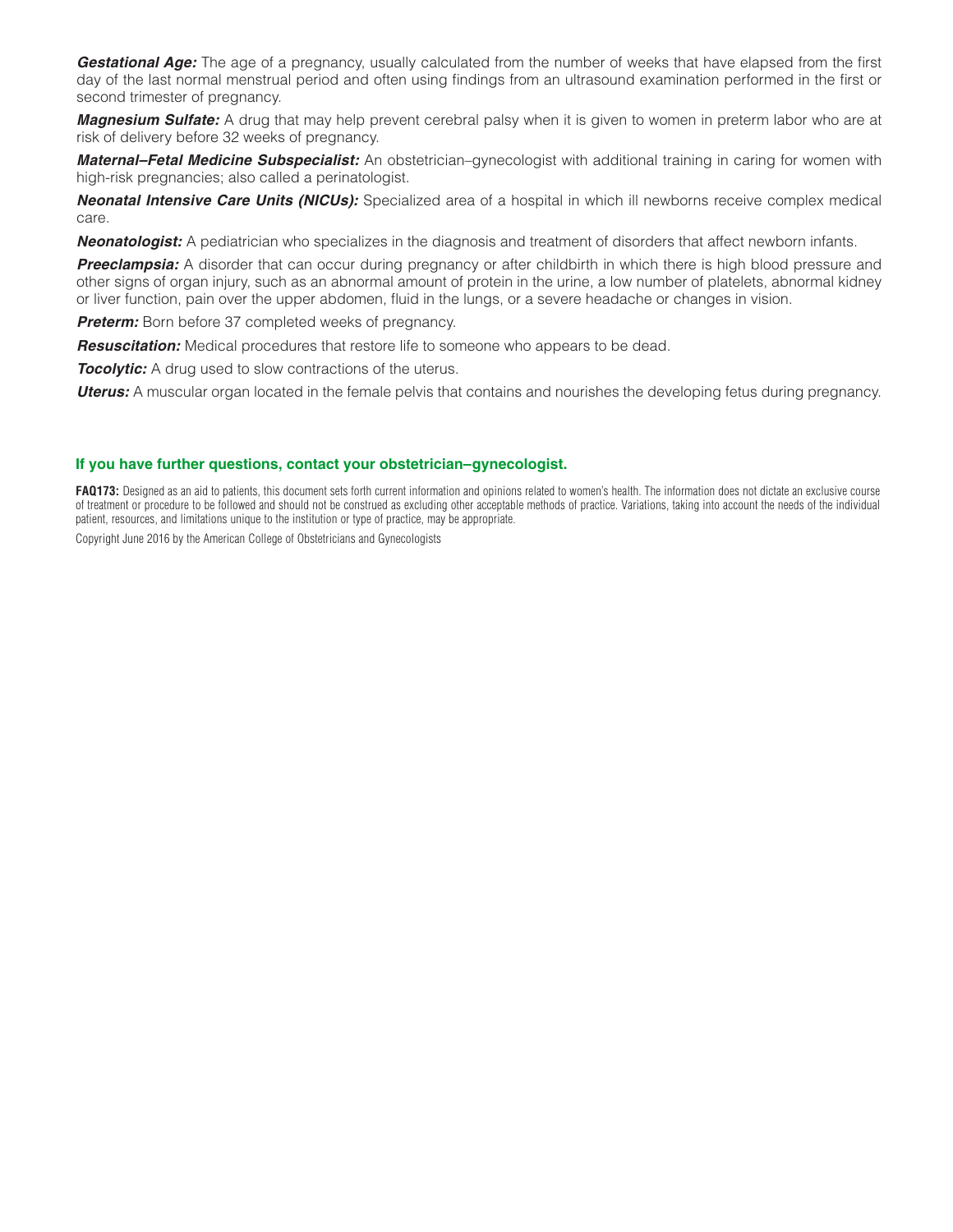***Gestational Age:*** The age of a pregnancy, usually calculated from the number of weeks that have elapsed from the first day of the last normal menstrual period and often using findings from an ultrasound examination performed in the first or second trimester of pregnancy.

***Magnesium Sulfate:*** A drug that may help prevent cerebral palsy when it is given to women in preterm labor who are at risk of delivery before 32 weeks of pregnancy.

***Maternal–Fetal Medicine Subspecialist:*** An obstetrician–gynecologist with additional training in caring for women with high-risk pregnancies; also called a perinatologist.

***Neonatal Intensive Care Units (NICUs):*** Specialized area of a hospital in which ill newborns receive complex medical care.

***Neonatologist:*** A pediatrician who specializes in the diagnosis and treatment of disorders that affect newborn infants.

***Preeclampsia:*** A disorder that can occur during pregnancy or after childbirth in which there is high blood pressure and other signs of organ injury, such as an abnormal amount of protein in the urine, a low number of platelets, abnormal kidney or liver function, pain over the upper abdomen, fluid in the lungs, or a severe headache or changes in vision.

***Preterm:*** Born before 37 completed weeks of pregnancy.

***Resuscitation:*** Medical procedures that restore life to someone who appears to be dead.

***Tocolytic:*** A drug used to slow contractions of the uterus.

***Uterus:*** A muscular organ located in the female pelvis that contains and nourishes the developing fetus during pregnancy.

**If you have further questions, contact your obstetrician–gynecologist.**

**FAQ173:** Designed as an aid to patients, this document sets forth current information and opinions related to women's health. The information does not dictate an exclusive course of treatment or procedure to be followed and should not be construed as excluding other acceptable methods of practice. Variations, taking into account the needs of the individual patient, resources, and limitations unique to the institution or type of practice, may be appropriate.

Copyright June 2016 by the American College of Obstetricians and Gynecologists